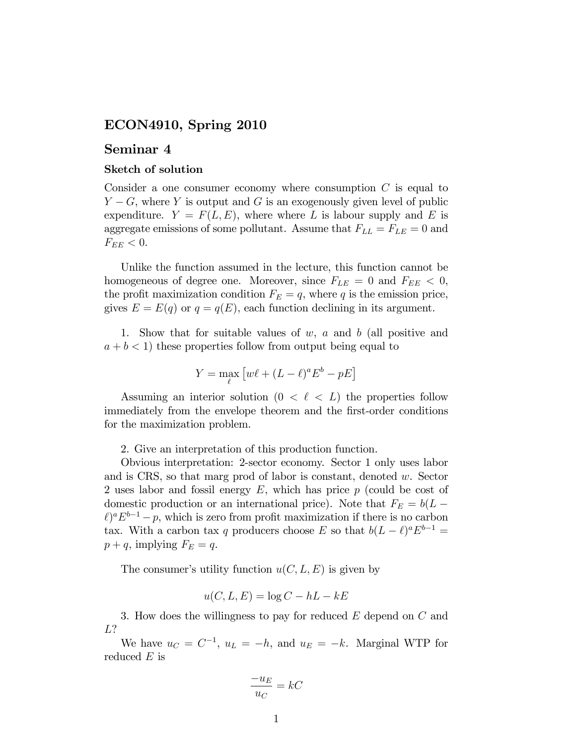## ECON4910, Spring 2010

## Seminar 4

### Sketch of solution

Consider a one consumer economy where consumption $C$ is equal to $Y - G$, where $Y$ is output and $G$ is an exogenously given level of public expenditure. $Y = F(L, E)$, where where $L$ is labour supply and $E$ is aggregate emissions of some pollutant. Assume that $F_{LL} = F_{LE} = 0$ and $F_{EE} < 0$.

Unlike the function assumed in the lecture, this function cannot be homogeneous of degree one. Moreover, since $F_{LE} = 0$ and $F_{EE} < 0$, the profit maximization condition $F_E = q$, where $q$ is the emission price, gives $E = E(q)$ or $q = q(E)$, each function declining in its argument.

1. Show that for suitable values of $w$, $a$ and $b$ (all positive and $a + b < 1$) these properties follow from output being equal to

$$Y = \max_{\ell} \left[ w\ell + (L - \ell)^a E^b - pE \right]$$

Assuming an interior solution ($0 < \ell < L$) the properties follow immediately from the envelope theorem and the first-order conditions for the maximization problem.

2. Give an interpretation of this production function.

Obvious interpretation: 2-sector economy. Sector 1 only uses labor and is CRS, so that marg prod of labor is constant, denoted $w$. Sector 2 uses labor and fossil energy $E$, which has price $p$ (could be cost of domestic production or an international price). Note that $F_E = b(L - \ell)^a E^{b-1} - p$, which is zero from profit maximization if there is no carbon tax. With a carbon tax $q$ producers choose $E$ so that $b(L - \ell)^a E^{b-1} = p + q$, implying $F_E = q$.

The consumer's utility function $u(C, L, E)$ is given by

$$u(C, L, E) = \log C - hL - kE$$

3. How does the willingness to pay for reduced $E$ depend on $C$ and $L$?

We have $u_C = C^{-1}$, $u_L = -h$, and $u_E = -k$. Marginal WTP for reduced $E$ is

$$\frac{-u_E}{u_C} = kC$$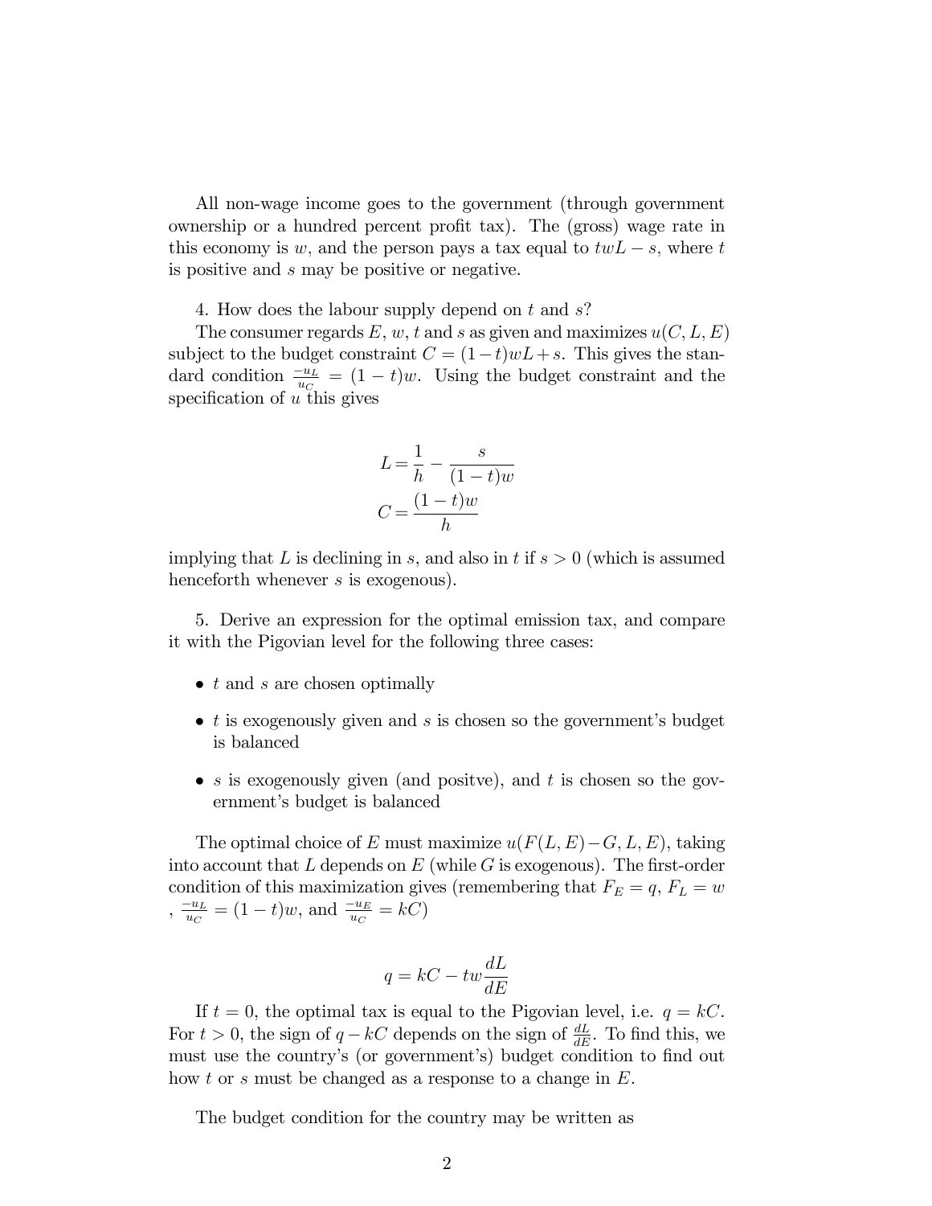All non-wage income goes to the government (through government ownership or a hundred percent profit tax). The (gross) wage rate in this economy is $w$, and the person pays a tax equal to $twL - s$, where $t$ is positive and $s$ may be positive or negative.

4. How does the labour supply depend on $t$ and $s$?

The consumer regards $E$, $w$, $t$ and $s$ as given and maximizes $u(C, L, E)$ subject to the budget constraint $C = (1-t)wL + s$. This gives the standard condition $\frac{-u_L}{u_C} = (1-t)w$. Using the budget constraint and the specification of $u$ this gives

$$L = \frac{1}{h} - \frac{s}{(1-t)w}$$
$$C = \frac{(1-t)w}{h}$$

implying that $L$ is declining in $s$, and also in $t$ if $s > 0$ (which is assumed henceforth whenever $s$ is exogenous).

5. Derive an expression for the optimal emission tax, and compare it with the Pigovian level for the following three cases:

- $t$ and $s$ are chosen optimally
- $t$ is exogenously given and $s$ is chosen so the government's budget is balanced
- $s$ is exogenously given (and positve), and $t$ is chosen so the government's budget is balanced

The optimal choice of $E$ must maximize $u(F(L, E) - G, L, E)$, taking into account that $L$ depends on $E$ (while $G$ is exogenous). The first-order condition of this maximization gives (remembering that $F_E = q$, $F_L = w$ , $\frac{-u_L}{u_C} = (1-t)w$, and $\frac{-u_E}{u_C} = kC$)

$$q = kC - tw\frac{dL}{dE}$$

If $t = 0$, the optimal tax is equal to the Pigovian level, i.e. $q = kC$. For $t > 0$, the sign of $q - kC$ depends on the sign of $\frac{dL}{dE}$. To find this, we must use the country's (or government's) budget condition to find out how $t$ or $s$ must be changed as a response to a change in $E$.

The budget condition for the country may be written as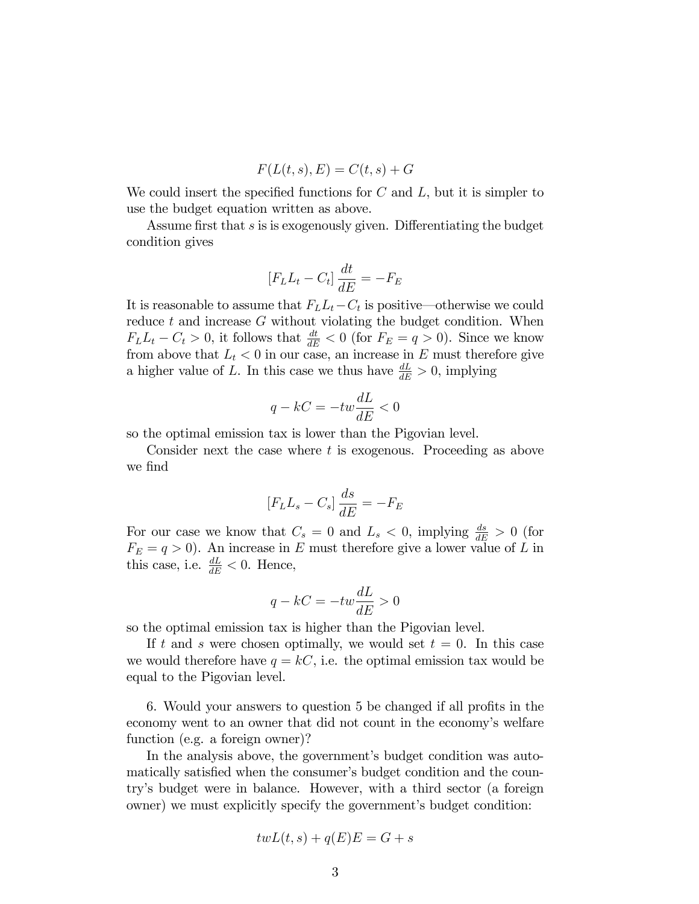$$F(L(t,s), E) = C(t,s) + G$$

We could insert the specified functions for $C$ and $L$, but it is simpler to use the budget equation written as above.

Assume first that $s$ is is exogenously given. Differentiating the budget condition gives

$$[F_L L_t - C_t] \frac{dt}{dE} = -F_E$$

It is reasonable to assume that $F_L L_t - C_t$ is positive—otherwise we could reduce $t$ and increase $G$ without violating the budget condition. When $F_L L_t - C_t > 0$, it follows that $\frac{dt}{dE} < 0$ (for $F_E = q > 0$). Since we know from above that $L_t < 0$ in our case, an increase in $E$ must therefore give a higher value of $L$. In this case we thus have $\frac{dL}{dE} > 0$, implying

$$q - kC = -tw\frac{dL}{dE} < 0$$

so the optimal emission tax is lower than the Pigovian level.

Consider next the case where $t$ is exogenous. Proceeding as above we find

$$[F_L L_s - C_s] \frac{ds}{dE} = -F_E$$

For our case we know that $C_s = 0$ and $L_s < 0$, implying $\frac{ds}{dE} > 0$ (for $F_E = q > 0$). An increase in $E$ must therefore give a lower value of $L$ in this case, i.e. $\frac{dL}{dE} < 0$. Hence,

$$q - kC = -tw\frac{dL}{dE} > 0$$

so the optimal emission tax is higher than the Pigovian level.

If $t$ and $s$ were chosen optimally, we would set $t = 0$. In this case we would therefore have $q = kC$, i.e. the optimal emission tax would be equal to the Pigovian level.

6. Would your answers to question 5 be changed if all profits in the economy went to an owner that did not count in the economy's welfare function (e.g. a foreign owner)?

In the analysis above, the government's budget condition was automatically satisfied when the consumer's budget condition and the country's budget were in balance. However, with a third sector (a foreign owner) we must explicitly specify the government's budget condition:

$$twL(t,s) + q(E)E = G + s$$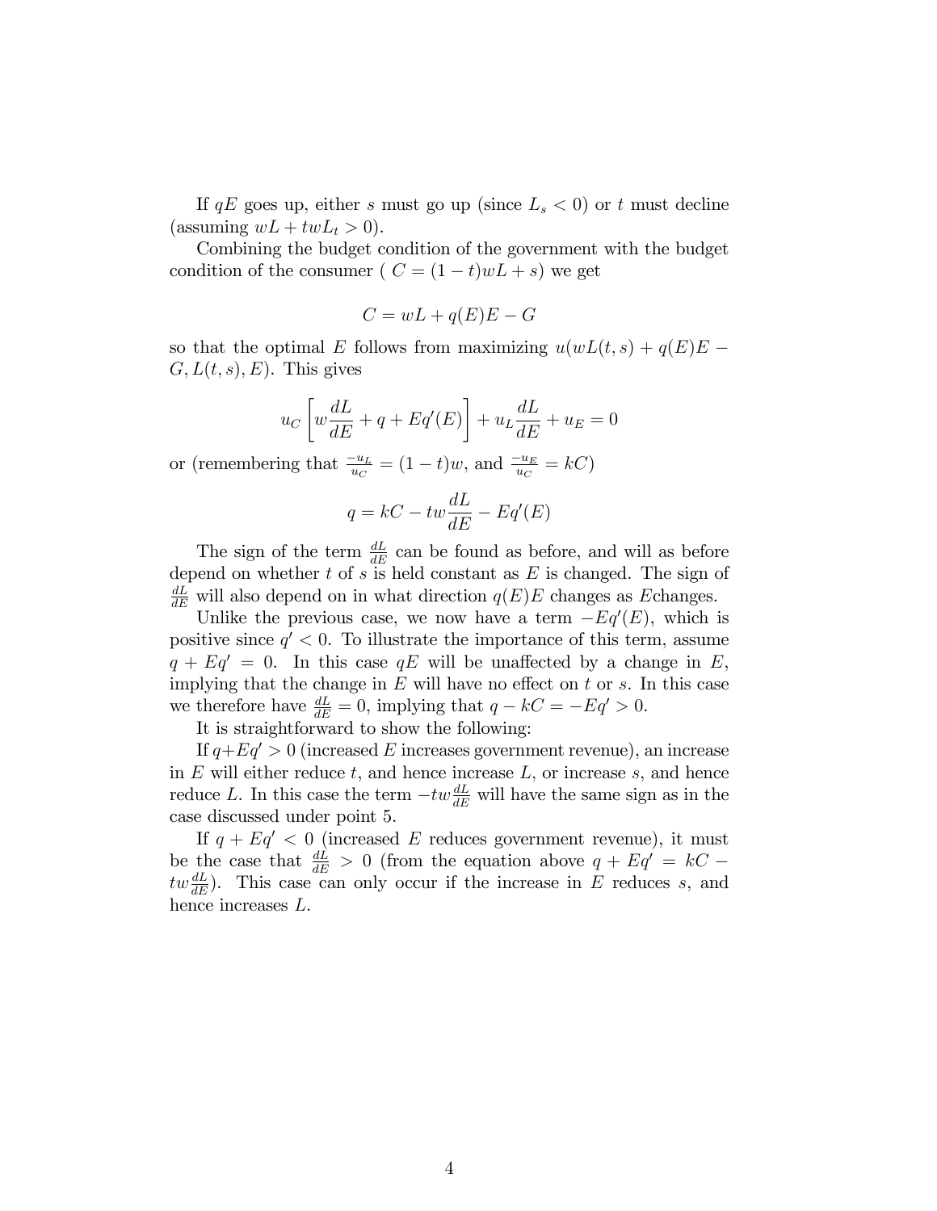If $qE$ goes up, either $s$ must go up (since $L_s < 0$) or $t$ must decline (assuming $wL + twL_t > 0$).

Combining the budget condition of the government with the budget condition of the consumer ( $C = (1-t)wL + s$) we get

$$C = wL + q(E)E - G$$

so that the optimal $E$ follows from maximizing $u(wL(t,s) + q(E)E - G, L(t,s), E)$. This gives

$$u_C \left[ w\frac{dL}{dE} + q + Eq'(E) \right] + u_L \frac{dL}{dE} + u_E = 0$$

or (remembering that $\frac{-u_L}{u_C} = (1-t)w$, and $\frac{-u_E}{u_C} = kC$)

$$q = kC - tw\frac{dL}{dE} - Eq'(E)$$

The sign of the term $\frac{dL}{dE}$ can be found as before, and will as before depend on whether $t$ of $s$ is held constant as $E$ is changed. The sign of $\frac{dL}{dE}$ will also depend on in what direction $q(E)E$ changes as $E$changes.

Unlike the previous case, we now have a term $-Eq'(E)$, which is positive since $q' < 0$. To illustrate the importance of this term, assume $q + Eq' = 0$. In this case $qE$ will be unaffected by a change in $E$, implying that the change in $E$ will have no effect on $t$ or $s$. In this case we therefore have $\frac{dL}{dE} = 0$, implying that $q - kC = -Eq' > 0$.

It is straightforward to show the following:

If $q+Eq' > 0$ (increased $E$ increases government revenue), an increase in $E$ will either reduce $t$, and hence increase $L$, or increase $s$, and hence reduce $L$. In this case the term $-tw\frac{dL}{dE}$ will have the same sign as in the case discussed under point 5.

If $q + Eq' < 0$ (increased $E$ reduces government revenue), it must be the case that $\frac{dL}{dE} > 0$ (from the equation above $q + Eq' = kC - tw\frac{dL}{dE}$). This case can only occur if the increase in $E$ reduces $s$, and hence increases $L$.